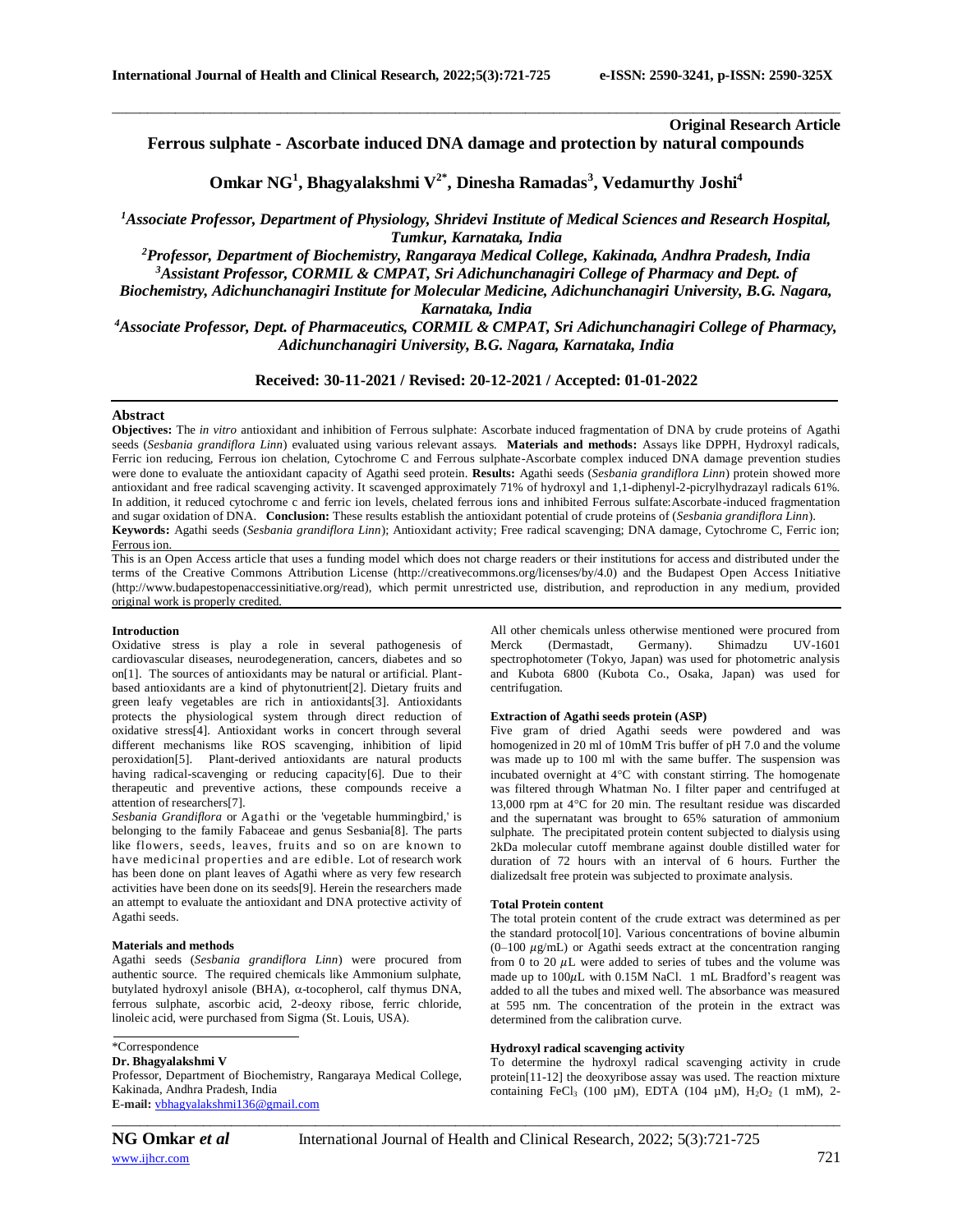**Original Research Article**

# Ferrous sulphate - Ascorbate induced DNA damage and protection by natural compounds

**Omkar NG[1], Bhagyalakshmi V[2*], Dinesha Ramadas[3], Vedamurthy Joshi[4]**

*[1]Associate Professor, Department of Physiology, Shridevi Institute of Medical Sciences and Research Hospital, Tumkur, Karnataka, India*

*[2]Professor, Department of Biochemistry, Rangaraya Medical College, Kakinada, Andhra Pradesh, India*

*[3]Assistant Professor, CORMIL & CMPAT, Sri Adichunchanagiri College of Pharmacy and Dept. of Biochemistry, Adichunchanagiri Institute for Molecular Medicine, Adichunchanagiri University, B.G. Nagara, Karnataka, India*

*[4]Associate Professor, Dept. of Pharmaceutics, CORMIL & CMPAT, Sri Adichunchanagiri College of Pharmacy, Adichunchanagiri University, B.G. Nagara, Karnataka, India*

**Received: 30-11-2021 / Revised: 20-12-2021 / Accepted: 01-01-2022**

## Abstract

**Objectives:** The *in vitro* antioxidant and inhibition of Ferrous sulphate: Ascorbate induced fragmentation of DNA by crude proteins of Agathi seeds (*Sesbania grandiflora Linn*) evaluated using various relevant assays. **Materials and methods:** Assays like DPPH, Hydroxyl radicals, Ferric ion reducing, Ferrous ion chelation, Cytochrome C and Ferrous sulphate-Ascorbate complex induced DNA damage prevention studies were done to evaluate the antioxidant capacity of Agathi seed protein. **Results:** Agathi seeds (*Sesbania grandiflora Linn*) protein showed more antioxidant and free radical scavenging activity. It scavenged approximately 71% of hydroxyl and 1,1-diphenyl-2-picrylhydrazayl radicals 61%. In addition, it reduced cytochrome c and ferric ion levels, chelated ferrous ions and inhibited Ferrous sulfate:Ascorbate-induced fragmentation and sugar oxidation of DNA. **Conclusion:** These results establish the antioxidant potential of crude proteins of (*Sesbania grandiflora Linn*).

**Keywords:** Agathi seeds (*Sesbania grandiflora Linn*); Antioxidant activity; Free radical scavenging; DNA damage, Cytochrome C, Ferric ion; Ferrous ion.

This is an Open Access article that uses a funding model which does not charge readers or their institutions for access and distributed under the terms of the Creative Commons Attribution License (http://creativecommons.org/licenses/by/4.0) and the Budapest Open Access Initiative (http://www.budapestopenaccessinitiative.org/read), which permit unrestricted use, distribution, and reproduction in any medium, provided original work is properly credited.

## Introduction

Oxidative stress is play a role in several pathogenesis of cardiovascular diseases, neurodegeneration, cancers, diabetes and so on[1]. The sources of antioxidants may be natural or artificial. Plant-based antioxidants are a kind of phytonutrient[2]. Dietary fruits and green leafy vegetables are rich in antioxidants[3]. Antioxidants protects the physiological system through direct reduction of oxidative stress[4]. Antioxidant works in concert through several different mechanisms like ROS scavenging, inhibition of lipid peroxidation[5]. Plant-derived antioxidants are natural products having radical-scavenging or reducing capacity[6]. Due to their therapeutic and preventive actions, these compounds receive a attention of researchers[7].

*Sesbania Grandiflora* or Agathi or the 'vegetable hummingbird,' is belonging to the family Fabaceae and genus Sesbania[8]. The parts like flowers, seeds, leaves, fruits and so on are known to have medicinal properties and are edible. Lot of research work has been done on plant leaves of Agathi where as very few research activities have been done on its seeds[9]. Herein the researchers made an attempt to evaluate the antioxidant and DNA protective activity of Agathi seeds.

## Materials and methods

Agathi seeds (*Sesbania grandiflora Linn*) were procured from authentic source. The required chemicals like Ammonium sulphate, butylated hydroxyl anisole (BHA), α-tocopherol, calf thymus DNA, ferrous sulphate, ascorbic acid, 2-deoxy ribose, ferric chloride, linoleic acid, were purchased from Sigma (St. Louis, USA).

\*Correspondence
**Dr. Bhagyalakshmi V**
Professor, Department of Biochemistry, Rangaraya Medical College, Kakinada, Andhra Pradesh, India
**E-mail:** vbhagyalakshmi136@gmail.com

All other chemicals unless otherwise mentioned were procured from Merck (Dermastadt, Germany). Shimadzu UV-1601 spectrophotometer (Tokyo, Japan) was used for photometric analysis and Kubota 6800 (Kubota Co., Osaka, Japan) was used for centrifugation.

### Extraction of Agathi seeds protein (ASP)

Five gram of dried Agathi seeds were powdered and was homogenized in 20 ml of 10mM Tris buffer of pH 7.0 and the volume was made up to 100 ml with the same buffer. The suspension was incubated overnight at 4°C with constant stirring. The homogenate was filtered through Whatman No. I filter paper and centrifuged at 13,000 rpm at 4°C for 20 min. The resultant residue was discarded and the supernatant was brought to 65% saturation of ammonium sulphate. The precipitated protein content subjected to dialysis using 2kDa molecular cutoff membrane against double distilled water for duration of 72 hours with an interval of 6 hours. Further the dializedsalt free protein was subjected to proximate analysis.

### Total Protein content

The total protein content of the crude extract was determined as per the standard protocol[10]. Various concentrations of bovine albumin (0–100 $\mu$g/mL) or Agathi seeds extract at the concentration ranging from 0 to 20 $\mu$L were added to series of tubes and the volume was made up to 100$\mu$L with 0.15M NaCl. 1 mL Bradford's reagent was added to all the tubes and mixed well. The absorbance was measured at 595 nm. The concentration of the protein in the extract was determined from the calibration curve.

### Hydroxyl radical scavenging activity

To determine the hydroxyl radical scavenging activity in crude protein[11-12] the deoxyribose assay was used. The reaction mixture containing $FeCl_3$ (100 μM), EDTA (104 μM), $H_2O_2$ (1 mM), 2-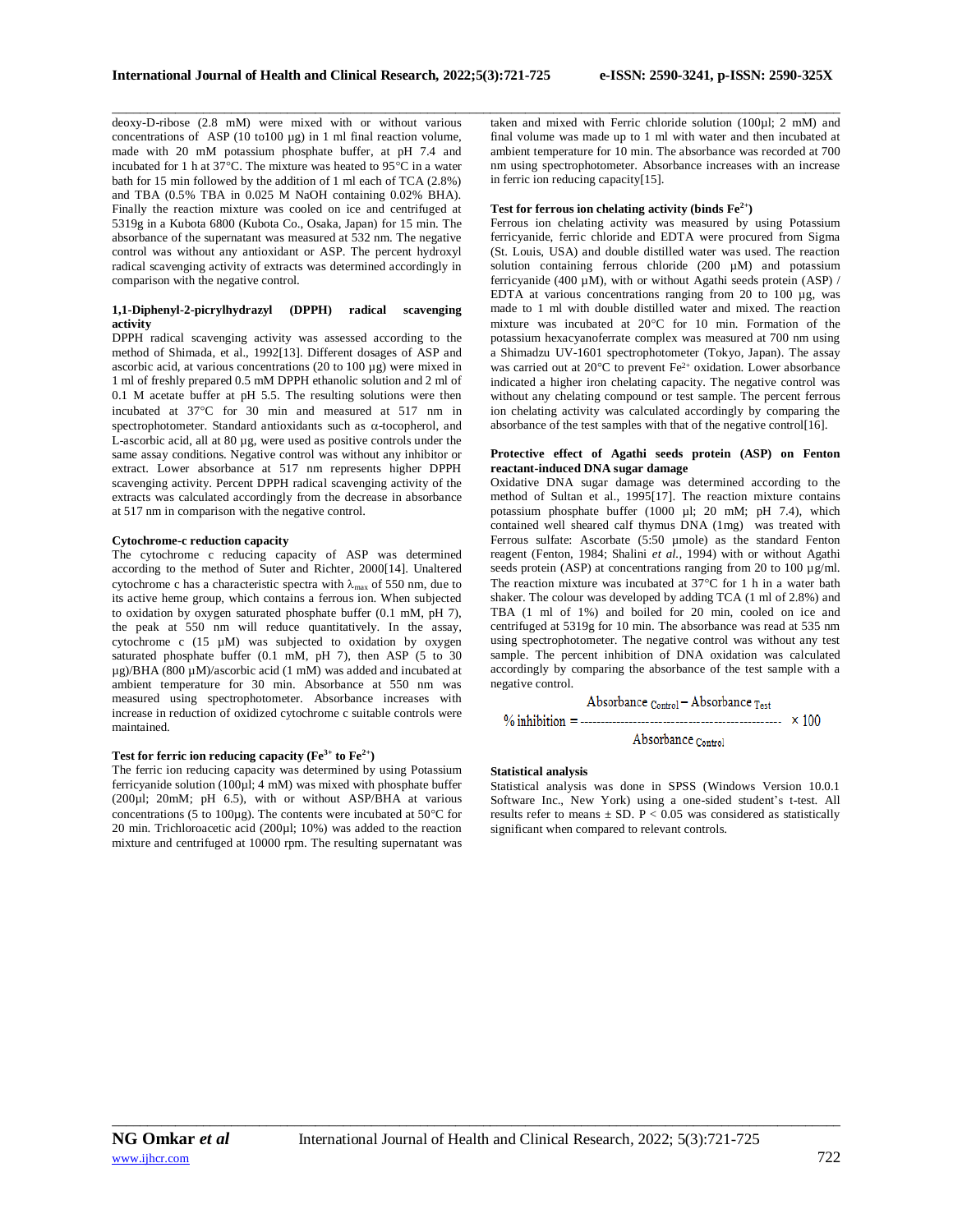deoxy-D-ribose (2.8 mM) were mixed with or without various concentrations of ASP (10 to100 µg) in 1 ml final reaction volume, made with 20 mM potassium phosphate buffer, at pH 7.4 and incubated for 1 h at 37°C. The mixture was heated to 95°C in a water bath for 15 min followed by the addition of 1 ml each of TCA (2.8%) and TBA (0.5% TBA in 0.025 M NaOH containing 0.02% BHA). Finally the reaction mixture was cooled on ice and centrifuged at 5319g in a Kubota 6800 (Kubota Co., Osaka, Japan) for 15 min. The absorbance of the supernatant was measured at 532 nm. The negative control was without any antioxidant or ASP. The percent hydroxyl radical scavenging activity of extracts was determined accordingly in comparison with the negative control.

### 1,1-Diphenyl-2-picrylhydrazyl (DPPH) radical scavenging activity

DPPH radical scavenging activity was assessed according to the method of Shimada, et al., 1992[13]. Different dosages of ASP and ascorbic acid, at various concentrations (20 to 100 µg) were mixed in 1 ml of freshly prepared 0.5 mM DPPH ethanolic solution and 2 ml of 0.1 M acetate buffer at pH 5.5. The resulting solutions were then incubated at 37°C for 30 min and measured at 517 nm in spectrophotometer. Standard antioxidants such as α-tocopherol, and L-ascorbic acid, all at 80 µg, were used as positive controls under the same assay conditions. Negative control was without any inhibitor or extract. Lower absorbance at 517 nm represents higher DPPH scavenging activity. Percent DPPH radical scavenging activity of the extracts was calculated accordingly from the decrease in absorbance at 517 nm in comparison with the negative control.

### Cytochrome-c reduction capacity

The cytochrome c reducing capacity of ASP was determined according to the method of Suter and Richter, 2000[14]. Unaltered cytochrome c has a characteristic spectra with $\lambda_{max}$ of 550 nm, due to its active heme group, which contains a ferrous ion. When subjected to oxidation by oxygen saturated phosphate buffer (0.1 mM, pH 7), the peak at 550 nm will reduce quantitatively. In the assay, cytochrome c (15 µM) was subjected to oxidation by oxygen saturated phosphate buffer (0.1 mM, pH 7), then ASP (5 to 30 µg)/BHA (800 µM)/ascorbic acid (1 mM) was added and incubated at ambient temperature for 30 min. Absorbance at 550 nm was measured using spectrophotometer. Absorbance increases with increase in reduction of oxidized cytochrome c suitable controls were maintained.

### Test for ferric ion reducing capacity ($Fe^{3+}$ to $Fe^{2+}$)

The ferric ion reducing capacity was determined by using Potassium ferricyanide solution (100µl; 4 mM) was mixed with phosphate buffer (200µl; 20mM; pH 6.5), with or without ASP/BHA at various concentrations (5 to 100µg). The contents were incubated at 50°C for 20 min. Trichloroacetic acid (200µl; 10%) was added to the reaction mixture and centrifuged at 10000 rpm. The resulting supernatant was taken and mixed with Ferric chloride solution (100µl; 2 mM) and final volume was made up to 1 ml with water and then incubated at ambient temperature for 10 min. The absorbance was recorded at 700 nm using spectrophotometer. Absorbance increases with an increase in ferric ion reducing capacity[15].

### Test for ferrous ion chelating activity (binds $Fe^{2+}$)

Ferrous ion chelating activity was measured by using Potassium ferricyanide, ferric chloride and EDTA were procured from Sigma (St. Louis, USA) and double distilled water was used. The reaction solution containing ferrous chloride (200 µM) and potassium ferricyanide (400 µM), with or without Agathi seeds protein (ASP) / EDTA at various concentrations ranging from 20 to 100 µg, was made to 1 ml with double distilled water and mixed. The reaction mixture was incubated at 20°C for 10 min. Formation of the potassium hexacyanoferrate complex was measured at 700 nm using a Shimadzu UV-1601 spectrophotometer (Tokyo, Japan). The assay was carried out at 20°C to prevent $Fe^{2+}$ oxidation. Lower absorbance indicated a higher iron chelating capacity. The negative control was without any chelating compound or test sample. The percent ferrous ion chelating activity was calculated accordingly by comparing the absorbance of the test samples with that of the negative control[16].

### Protective effect of Agathi seeds protein (ASP) on Fenton reactant-induced DNA sugar damage

Oxidative DNA sugar damage was determined according to the method of Sultan et al., 1995[17]. The reaction mixture contains potassium phosphate buffer (1000 µl; 20 mM; pH 7.4), which contained well sheared calf thymus DNA (1mg) was treated with Ferrous sulfate: Ascorbate (5:50 µmole) as the standard Fenton reagent (Fenton, 1984; Shalini *et al.*, 1994) with or without Agathi seeds protein (ASP) at concentrations ranging from 20 to 100 µg/ml. The reaction mixture was incubated at 37°C for 1 h in a water bath shaker. The colour was developed by adding TCA (1 ml of 2.8%) and TBA (1 ml of 1%) and boiled for 20 min, cooled on ice and centrifuged at 5319g for 10 min. The absorbance was read at 535 nm using spectrophotometer. The negative control was without any test sample. The percent inhibition of DNA oxidation was calculated accordingly by comparing the absorbance of the test sample with a negative control.

$$\% \text{ inhibition} = \frac{\text{Absorbance}_{\text{Control}} - \text{Absorbance}_{\text{Test}}}{\text{Absorbance}_{\text{Control}}} \times 100$$

### Statistical analysis

Statistical analysis was done in SPSS (Windows Version 10.0.1 Software Inc., New York) using a one-sided student's t-test. All results refer to means ± SD. $P < 0.05$ was considered as statistically significant when compared to relevant controls.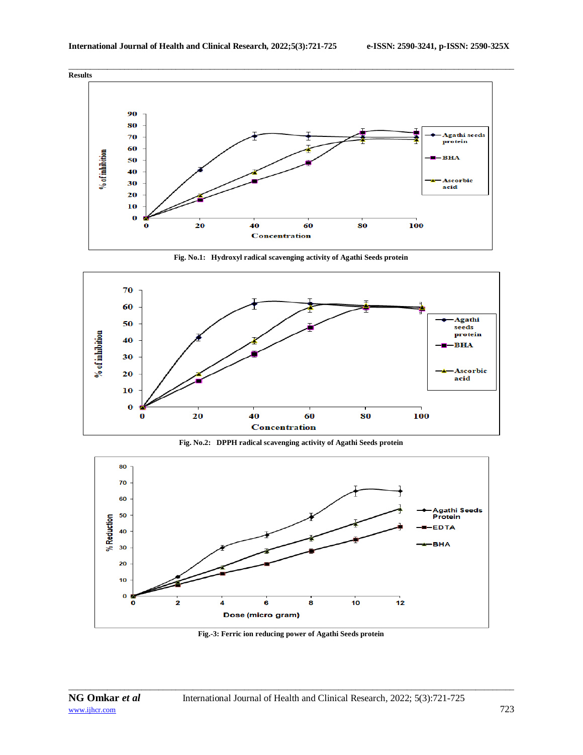**Results**

Fig. No.1: Hydroxyl radical scavenging activity of Agathi Seeds protein

Fig. No.2: DPPH radical scavenging activity of Agathi Seeds protein

Fig.-3: Ferric ion reducing power of Agathi Seeds protein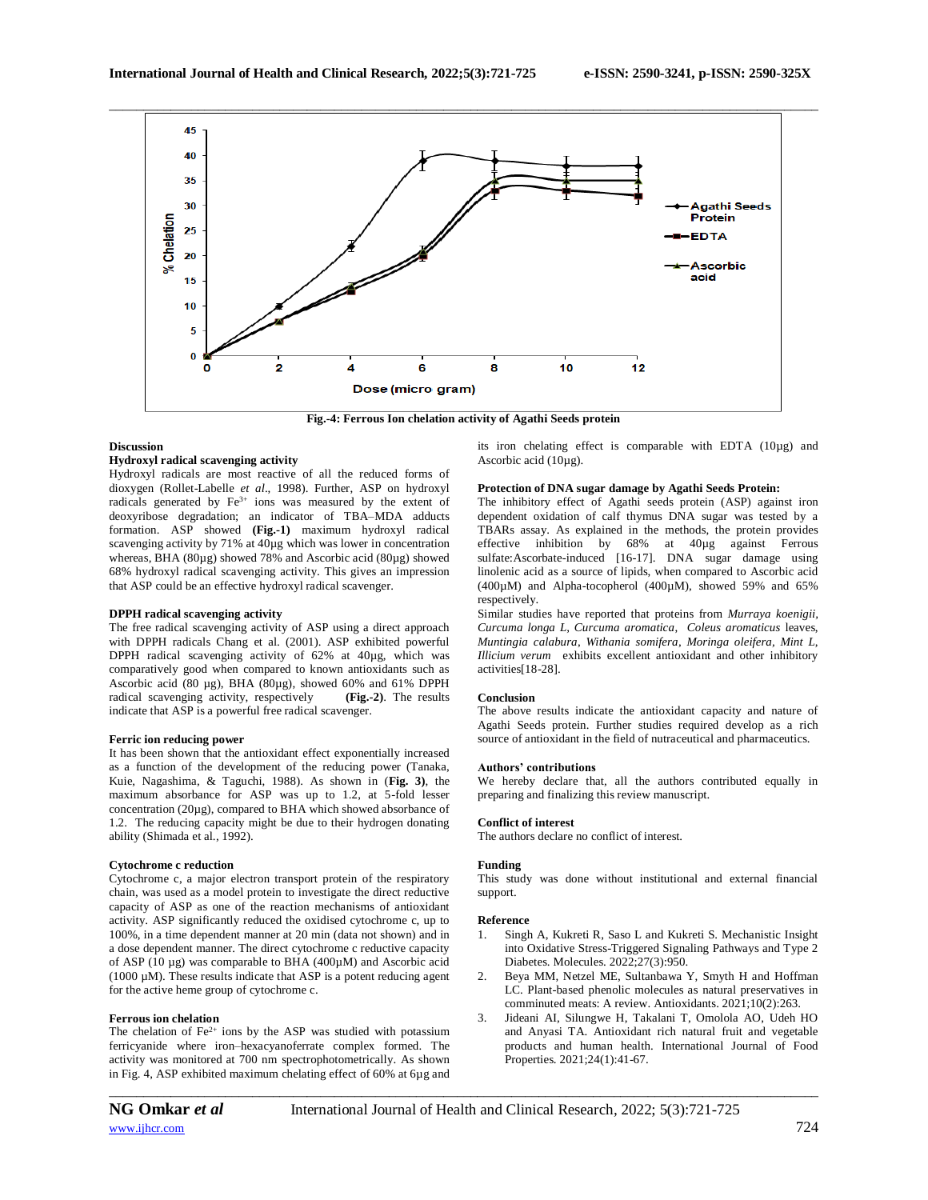Fig.-4: Ferrous Ion chelation activity of Agathi Seeds protein

## Discussion

### Hydroxyl radical scavenging activity

Hydroxyl radicals are most reactive of all the reduced forms of dioxygen (Rollet-Labelle *et al*., 1998). Further, ASP on hydroxyl radicals generated by $Fe^{3+}$ ions was measured by the extent of deoxyribose degradation; an indicator of TBA–MDA adducts formation. ASP showed **(Fig.-1)** maximum hydroxyl radical scavenging activity by 71% at 40µg which was lower in concentration whereas, BHA (80µg) showed 78% and Ascorbic acid (80µg) showed 68% hydroxyl radical scavenging activity. This gives an impression that ASP could be an effective hydroxyl radical scavenger.

### DPPH radical scavenging activity

The free radical scavenging activity of ASP using a direct approach with DPPH radicals Chang et al. (2001). ASP exhibited powerful DPPH radical scavenging activity of 62% at 40µg, which was comparatively good when compared to known antioxidants such as Ascorbic acid (80 µg), BHA (80µg), showed 60% and 61% DPPH radical scavenging activity, respectively **(Fig.-2)**. The results indicate that ASP is a powerful free radical scavenger.

### Ferric ion reducing power

It has been shown that the antioxidant effect exponentially increased as a function of the development of the reducing power (Tanaka, Kuie, Nagashima, & Taguchi, 1988). As shown in (**Fig. 3**), the maximum absorbance for ASP was up to 1.2, at 5-fold lesser concentration (20µg), compared to BHA which showed absorbance of 1.2. The reducing capacity might be due to their hydrogen donating ability (Shimada et al., 1992).

### Cytochrome c reduction

Cytochrome c, a major electron transport protein of the respiratory chain, was used as a model protein to investigate the direct reductive capacity of ASP as one of the reaction mechanisms of antioxidant activity. ASP significantly reduced the oxidised cytochrome c, up to 100%, in a time dependent manner at 20 min (data not shown) and in a dose dependent manner. The direct cytochrome c reductive capacity of ASP (10 µg) was comparable to BHA (400µM) and Ascorbic acid (1000 µM). These results indicate that ASP is a potent reducing agent for the active heme group of cytochrome c.

### Ferrous ion chelation

The chelation of $Fe^{2+}$ ions by the ASP was studied with potassium ferricyanide where iron–hexacyanoferrate complex formed. The activity was monitored at 700 nm spectrophotometrically. As shown in Fig. 4, ASP exhibited maximum chelating effect of 60% at 6µg and its iron chelating effect is comparable with EDTA (10µg) and Ascorbic acid (10µg).

### Protection of DNA sugar damage by Agathi Seeds Protein:

The inhibitory effect of Agathi seeds protein (ASP) against iron dependent oxidation of calf thymus DNA sugar was tested by a TBARs assay. As explained in the methods, the protein provides effective inhibition by 68% at 40µg against Ferrous sulfate:Ascorbate-induced [16-17]. DNA sugar damage using linolenic acid as a source of lipids, when compared to Ascorbic acid (400µM) and Alpha-tocopherol (400µM), showed 59% and 65% respectively.

Similar studies have reported that proteins from *Murraya koenigii, Curcuma longa L, Curcuma aromatica, Coleus aromaticus* leaves, *Muntingia calabura, Withania somifera, Moringa oleifera, Mint L, Illicium verum* exhibits excellent antioxidant and other inhibitory activities[18-28].

## Conclusion

The above results indicate the antioxidant capacity and nature of Agathi Seeds protein. Further studies required develop as a rich source of antioxidant in the field of nutraceutical and pharmaceuticals.

## Authors' contributions

We hereby declare that, all the authors contributed equally in preparing and finalizing this review manuscript.

## Conflict of interest

The authors declare no conflict of interest.

## Funding

This study was done without institutional and external financial support.

## Reference

1. Singh A, Kukreti R, Saso L and Kukreti S. Mechanistic Insight into Oxidative Stress-Triggered Signaling Pathways and Type 2 Diabetes. Molecules. 2022;27(3):950.
2. Beya MM, Netzel ME, Sultanbawa Y, Smyth H and Hoffman LC. Plant-based phenolic molecules as natural preservatives in comminuted meats: A review. Antioxidants. 2021;10(2):263.
3. Jideani AI, Silungwe H, Takalani T, Omolola AO, Udeh HO and Anyasi TA. Antioxidant rich natural fruit and vegetable products and human health. International Journal of Food Properties. 2021;24(1):41-67.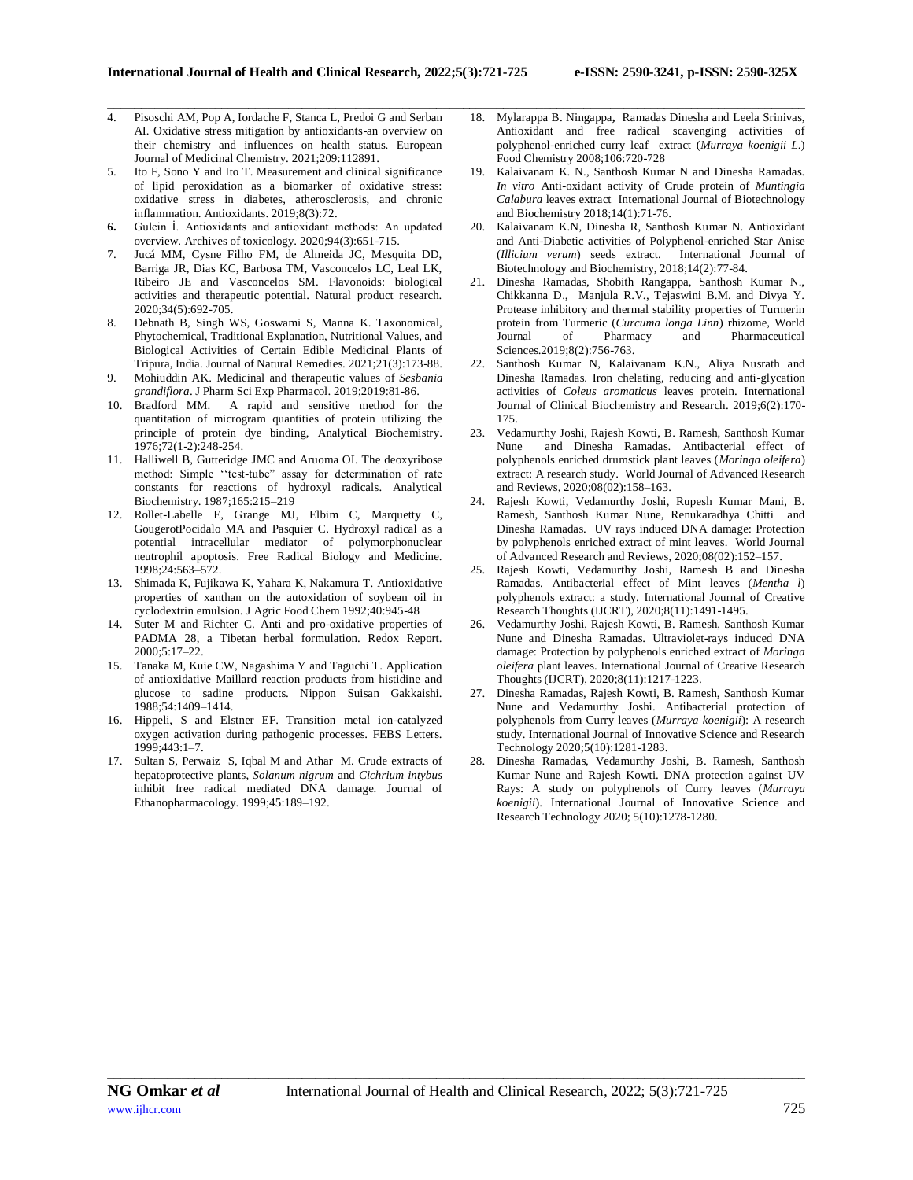4. Pisoschi AM, Pop A, Iordache F, Stanca L, Predoi G and Serban AI. Oxidative stress mitigation by antioxidants-an overview on their chemistry and influences on health status. European Journal of Medicinal Chemistry. 2021;209:112891.
5. Ito F, Sono Y and Ito T. Measurement and clinical significance of lipid peroxidation as a biomarker of oxidative stress: oxidative stress in diabetes, atherosclerosis, and chronic inflammation. Antioxidants. 2019;8(3):72.
6. Gulcin İ. Antioxidants and antioxidant methods: An updated overview. Archives of toxicology. 2020;94(3):651-715.
7. Jucá MM, Cysne Filho FM, de Almeida JC, Mesquita DD, Barriga JR, Dias KC, Barbosa TM, Vasconcelos LC, Leal LK, Ribeiro JE and Vasconcelos SM. Flavonoids: biological activities and therapeutic potential. Natural product research. 2020;34(5):692-705.
8. Debnath B, Singh WS, Goswami S, Manna K. Taxonomical, Phytochemical, Traditional Explanation, Nutritional Values, and Biological Activities of Certain Edible Medicinal Plants of Tripura, India. Journal of Natural Remedies. 2021;21(3):173-88.
9. Mohiuddin AK. Medicinal and therapeutic values of *Sesbania grandiflora*. J Pharm Sci Exp Pharmacol. 2019;2019:81-86.
10. Bradford MM. A rapid and sensitive method for the quantitation of microgram quantities of protein utilizing the principle of protein dye binding, Analytical Biochemistry. 1976;72(1-2):248-254.
11. Halliwell B, Gutteridge JMC and Aruoma OI. The deoxyribose method: Simple ''test-tube" assay for determination of rate constants for reactions of hydroxyl radicals. Analytical Biochemistry. 1987;165:215–219
12. Rollet-Labelle E, Grange MJ, Elbim C, Marquetty C, GougerotPocidalo MA and Pasquier C. Hydroxyl radical as a potential intracellular mediator of polymorphonuclear neutrophil apoptosis. Free Radical Biology and Medicine. 1998;24:563–572.
13. Shimada K, Fujikawa K, Yahara K, Nakamura T. Antioxidative properties of xanthan on the autoxidation of soybean oil in cyclodextrin emulsion. J Agric Food Chem 1992;40:945-48
14. Suter M and Richter C. Anti and pro-oxidative properties of PADMA 28, a Tibetan herbal formulation. Redox Report. 2000;5:17–22.
15. Tanaka M, Kuie CW, Nagashima Y and Taguchi T. Application of antioxidative Maillard reaction products from histidine and glucose to sadine products. Nippon Suisan Gakkaishi. 1988;54:1409–1414.
16. Hippeli, S and Elstner EF. Transition metal ion-catalyzed oxygen activation during pathogenic processes. FEBS Letters. 1999;443:1–7.
17. Sultan S, Perwaiz S, Iqbal M and Athar M. Crude extracts of hepatoprotective plants, *Solanum nigrum* and *Cichrium intybus* inhibit free radical mediated DNA damage. Journal of Ethanopharmacology. 1999;45:189–192.
18. Mylarappa B. Ningappa, Ramadas Dinesha and Leela Srinivas, Antioxidant and free radical scavenging activities of polyphenol-enriched curry leaf extract (*Murraya koenigii L.*) Food Chemistry 2008;106:720-728
19. Kalaivanam K. N., Santhosh Kumar N and Dinesha Ramadas. *In vitro* Anti-oxidant activity of Crude protein of *Muntingia Calabura* leaves extract International Journal of Biotechnology and Biochemistry 2018;14(1):71-76.
20. Kalaivanam K.N, Dinesha R, Santhosh Kumar N. Antioxidant and Anti-Diabetic activities of Polyphenol-enriched Star Anise (*Illicium verum*) seeds extract. International Journal of Biotechnology and Biochemistry, 2018;14(2):77-84.
21. Dinesha Ramadas, Shobith Rangappa, Santhosh Kumar N., Chikkanna D., Manjula R.V., Tejaswini B.M. and Divya Y. Protease inhibitory and thermal stability properties of Turmerin protein from Turmeric (*Curcuma longa Linn*) rhizome, World Journal of Pharmacy and Pharmaceutical Sciences.2019;8(2):756-763.
22. Santhosh Kumar N, Kalaivanam K.N., Aliya Nusrath and Dinesha Ramadas. Iron chelating, reducing and anti-glycation activities of *Coleus aromaticus* leaves protein. International Journal of Clinical Biochemistry and Research. 2019;6(2):170-175.
23. Vedamurthy Joshi, Rajesh Kowti, B. Ramesh, Santhosh Kumar Nune and Dinesha Ramadas. Antibacterial effect of polyphenols enriched drumstick plant leaves (*Moringa oleifera*) extract: A research study. World Journal of Advanced Research and Reviews, 2020;08(02):158–163.
24. Rajesh Kowti, Vedamurthy Joshi, Rupesh Kumar Mani, B. Ramesh, Santhosh Kumar Nune, Renukaradhya Chitti and Dinesha Ramadas. UV rays induced DNA damage: Protection by polyphenols enriched extract of mint leaves. World Journal of Advanced Research and Reviews, 2020;08(02):152–157.
25. Rajesh Kowti, Vedamurthy Joshi, Ramesh B and Dinesha Ramadas. Antibacterial effect of Mint leaves (*Mentha l*) polyphenols extract: a study. International Journal of Creative Research Thoughts (IJCRT), 2020;8(11):1491-1495.
26. Vedamurthy Joshi, Rajesh Kowti, B. Ramesh, Santhosh Kumar Nune and Dinesha Ramadas. Ultraviolet-rays induced DNA damage: Protection by polyphenols enriched extract of *Moringa oleifera* plant leaves. International Journal of Creative Research Thoughts (IJCRT), 2020;8(11):1217-1223.
27. Dinesha Ramadas, Rajesh Kowti, B. Ramesh, Santhosh Kumar Nune and Vedamurthy Joshi. Antibacterial protection of polyphenols from Curry leaves (*Murraya koenigii*): A research study. International Journal of Innovative Science and Research Technology 2020;5(10):1281-1283.
28. Dinesha Ramadas, Vedamurthy Joshi, B. Ramesh, Santhosh Kumar Nune and Rajesh Kowti. DNA protection against UV Rays: A study on polyphenols of Curry leaves (*Murraya koenigii*). International Journal of Innovative Science and Research Technology 2020; 5(10):1278-1280.